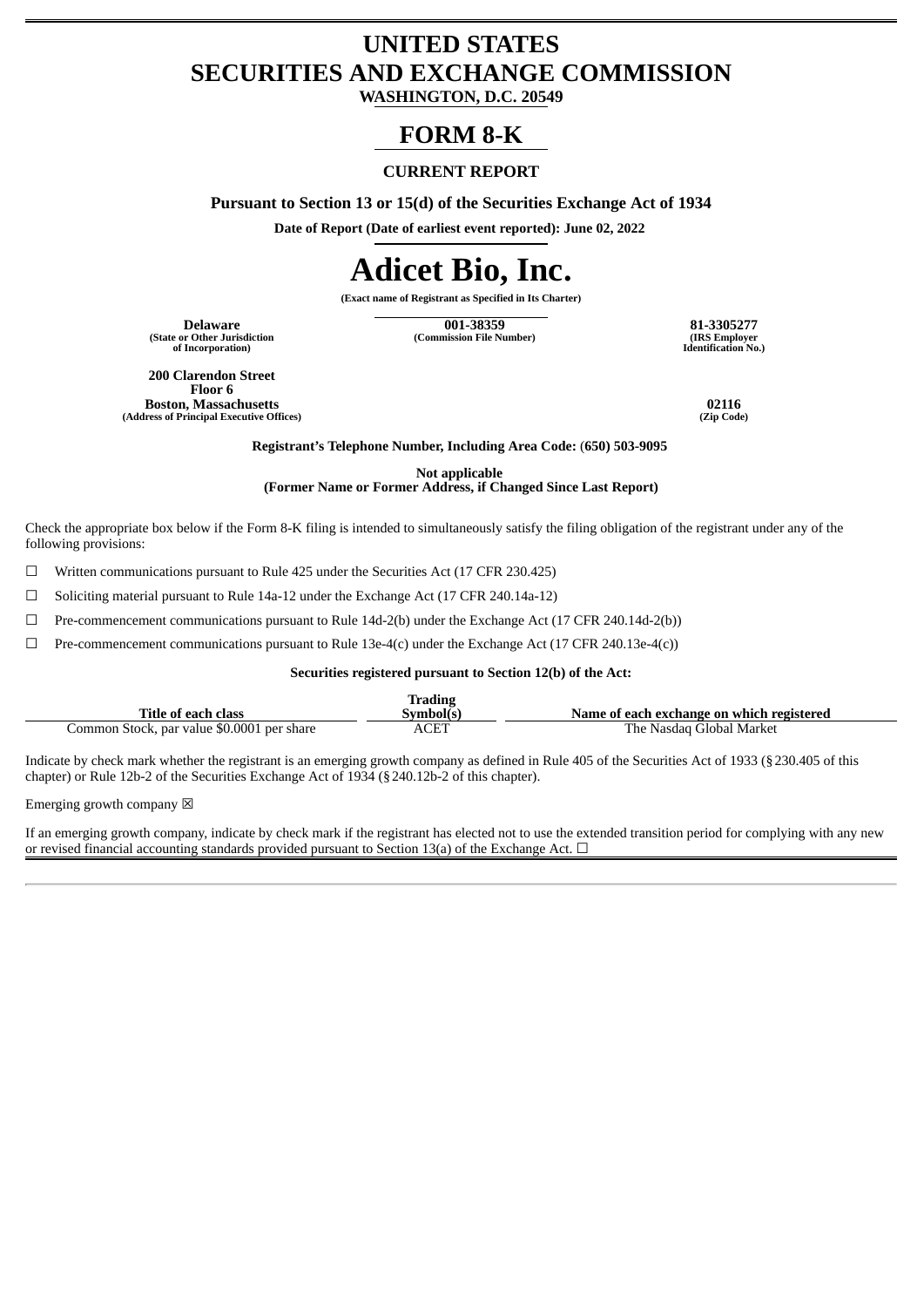# UNITED STATES
# SECURITIES AND EXCHANGE COMMISSION

**WASHINGTON, D.C. 20549**

# FORM 8-K

**CURRENT REPORT**

**Pursuant to Section 13 or 15(d) of the Securities Exchange Act of 1934**

**Date of Report (Date of earliest event reported): June 02, 2022**

# Adicet Bio, Inc.

**(Exact name of Registrant as Specified in Its Charter)**

| Delaware | 001-38359 | 81-3305277 |
|---|---|---|
| (State or Other Jurisdiction of Incorporation) | (Commission File Number) | (IRS Employer Identification No.) |

| 200 Clarendon Street Floor 6 Boston, Massachusetts | 02116 |
|---|---|
| (Address of Principal Executive Offices) | (Zip Code) |

**Registrant's Telephone Number, Including Area Code: (650) 503-9095**

**Not applicable**
**(Former Name or Former Address, if Changed Since Last Report)**

Check the appropriate box below if the Form 8-K filing is intended to simultaneously satisfy the filing obligation of the registrant under any of the following provisions:

☐ Written communications pursuant to Rule 425 under the Securities Act (17 CFR 230.425)

☐ Soliciting material pursuant to Rule 14a-12 under the Exchange Act (17 CFR 240.14a-12)

☐ Pre-commencement communications pursuant to Rule 14d-2(b) under the Exchange Act (17 CFR 240.14d-2(b))

☐ Pre-commencement communications pursuant to Rule 13e-4(c) under the Exchange Act (17 CFR 240.13e-4(c))

**Securities registered pursuant to Section 12(b) of the Act:**

| Title of each class | Trading Symbol(s) | Name of each exchange on which registered |
|---|---|---|
| Common Stock, par value $0.0001 per share | ACET | The Nasdaq Global Market |

Indicate by check mark whether the registrant is an emerging growth company as defined in Rule 405 of the Securities Act of 1933 (§230.405 of this chapter) or Rule 12b-2 of the Securities Exchange Act of 1934 (§240.12b-2 of this chapter).

Emerging growth company ☒

If an emerging growth company, indicate by check mark if the registrant has elected not to use the extended transition period for complying with any new or revised financial accounting standards provided pursuant to Section 13(a) of the Exchange Act. ☐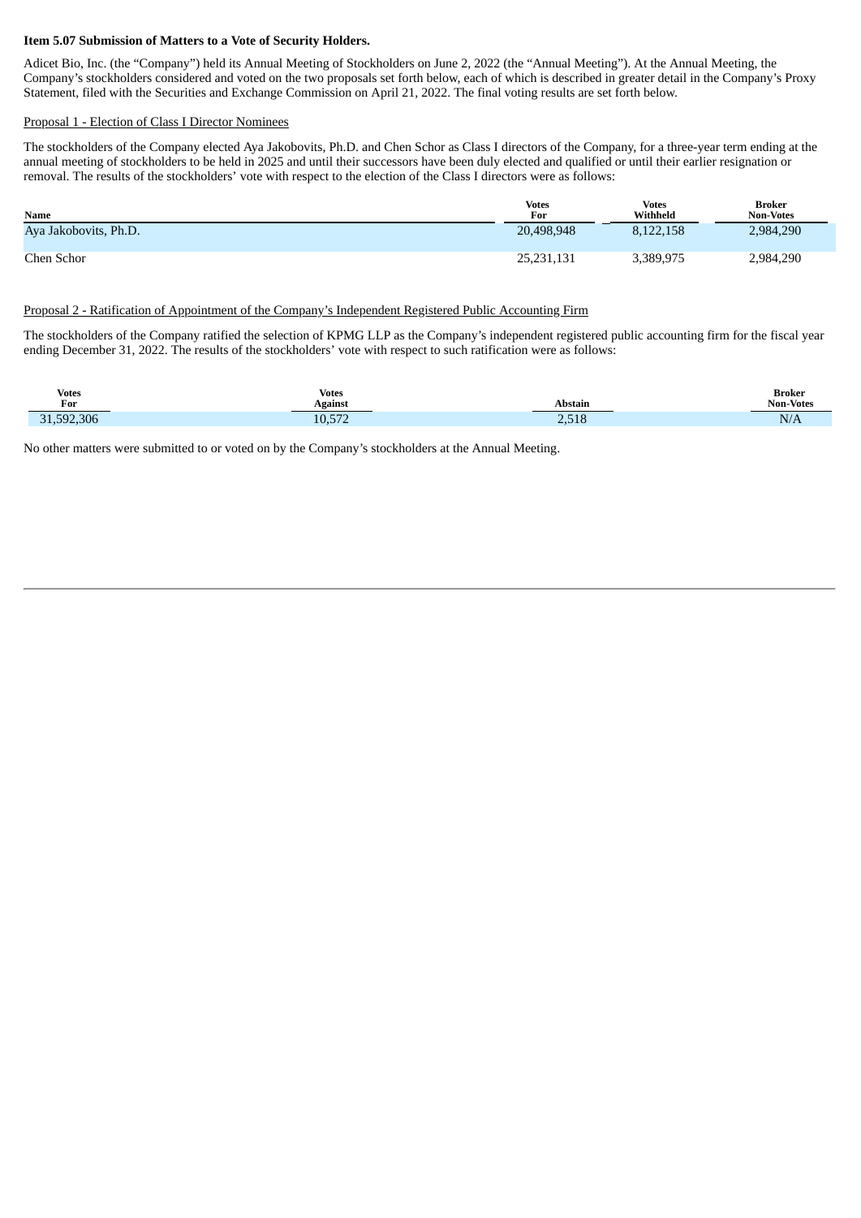**Item 5.07 Submission of Matters to a Vote of Security Holders.**

Adicet Bio, Inc. (the "Company") held its Annual Meeting of Stockholders on June 2, 2022 (the "Annual Meeting"). At the Annual Meeting, the Company's stockholders considered and voted on the two proposals set forth below, each of which is described in greater detail in the Company's Proxy Statement, filed with the Securities and Exchange Commission on April 21, 2022. The final voting results are set forth below.

Proposal 1 - Election of Class I Director Nominees

The stockholders of the Company elected Aya Jakobovits, Ph.D. and Chen Schor as Class I directors of the Company, for a three-year term ending at the annual meeting of stockholders to be held in 2025 and until their successors have been duly elected and qualified or until their earlier resignation or removal. The results of the stockholders' vote with respect to the election of the Class I directors were as follows:

| Name | Votes For | Votes Withheld | Broker Non-Votes |
|---|---|---|---|
| Aya Jakobovits, Ph.D. | 20,498,948 | 8,122,158 | 2,984,290 |
| Chen Schor | 25,231,131 | 3,389,975 | 2,984,290 |

Proposal 2 - Ratification of Appointment of the Company's Independent Registered Public Accounting Firm

The stockholders of the Company ratified the selection of KPMG LLP as the Company's independent registered public accounting firm for the fiscal year ending December 31, 2022. The results of the stockholders' vote with respect to such ratification were as follows:

| Votes For | Votes Against | Abstain | Broker Non-Votes |
|---|---|---|---|
| 31,592,306 | 10,572 | 2,518 | N/A |

No other matters were submitted to or voted on by the Company's stockholders at the Annual Meeting.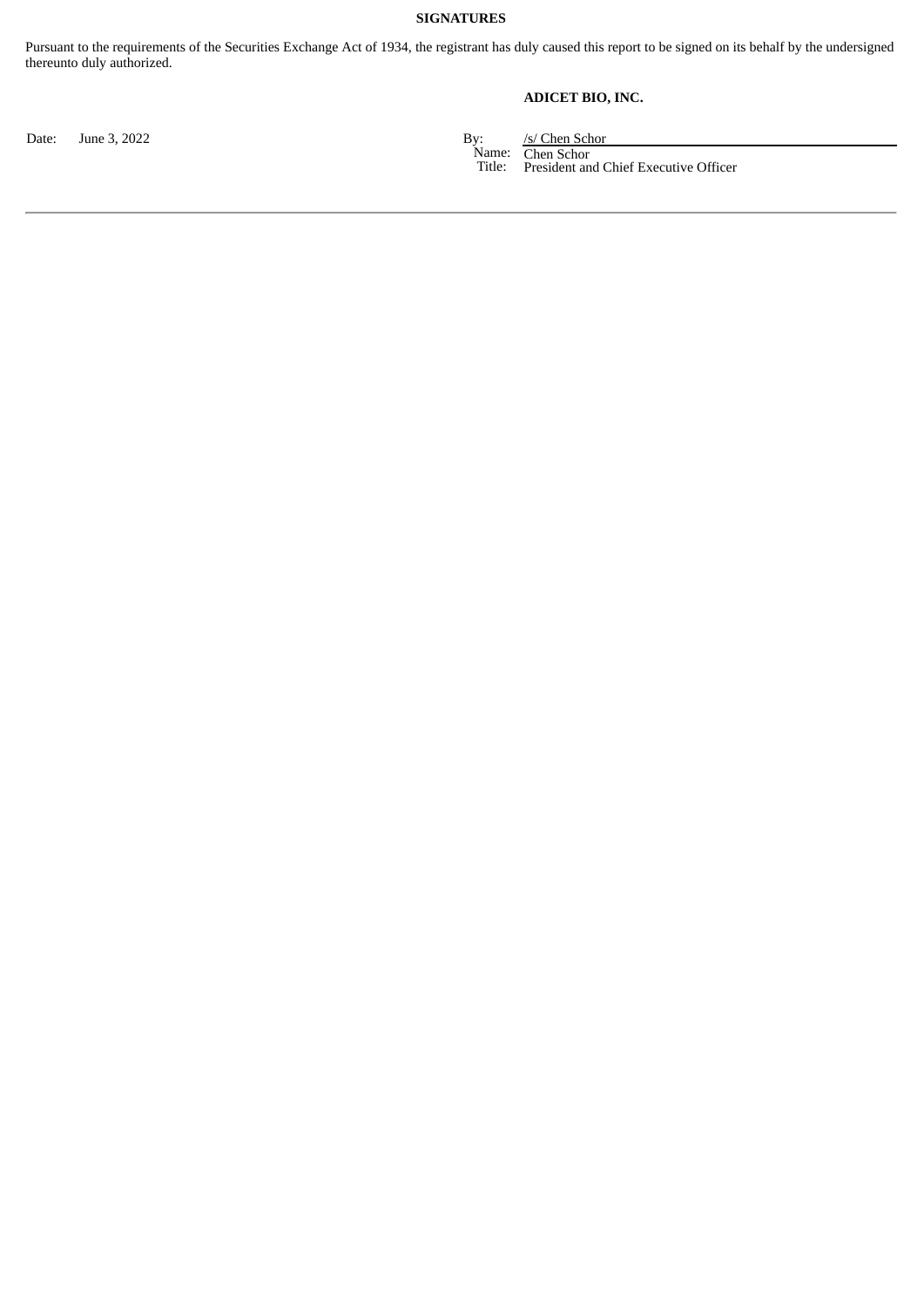**SIGNATURES**

Pursuant to the requirements of the Securities Exchange Act of 1934, the registrant has duly caused this report to be signed on its behalf by the undersigned thereunto duly authorized.

**ADICET BIO, INC.**

| | | | |
|---|---|---|---|
| Date: | June 3, 2022 | By: | /s/ Chen Schor |
| | | Name: | Chen Schor |
| | | Title: | President and Chief Executive Officer |